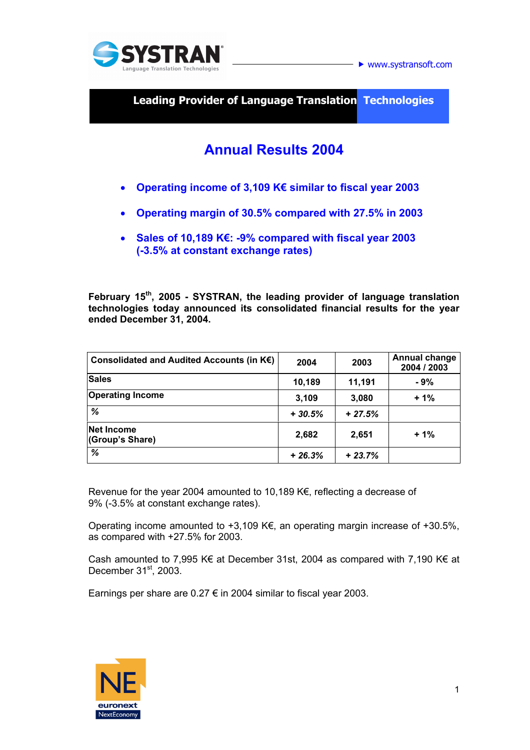SYSTRAN
Language Translation Technologies

www.systransoft.com

**Leading Provider of Language Translation Technologies**

# Annual Results 2004

- **Operating income of 3,109 K€ similar to fiscal year 2003**
- **Operating margin of 30.5% compared with 27.5% in 2003**
- **Sales of 10,189 K€: -9% compared with fiscal year 2003 (-3.5% at constant exchange rates)**

**February 15th, 2005 - SYSTRAN, the leading provider of language translation technologies today announced its consolidated financial results for the year ended December 31, 2004.**

| Consolidated and Audited Accounts (in K€) | 2004 | 2003 | Annual change 2004 / 2003 |
|---|---|---|---|
| **Sales** | **10,189** | **11,191** | **- 9%** |
| **Operating Income** | **3,109** | **3,080** | **+ 1%** |
| *%* | *+ 30.5%* | *+ 27.5%* | |
| **Net Income (Group's Share)** | **2,682** | **2,651** | **+ 1%** |
| *%* | *+ 26.3%* | *+ 23.7%* | |

Revenue for the year 2004 amounted to 10,189 K€, reflecting a decrease of 9% (-3.5% at constant exchange rates).

Operating income amounted to +3,109 K€, an operating margin increase of +30.5%, as compared with +27.5% for 2003.

Cash amounted to 7,995 K€ at December 31st, 2004 as compared with 7,190 K€ at December 31st, 2003.

Earnings per share are 0.27 € in 2004 similar to fiscal year 2003.

NE euronext NextEconomy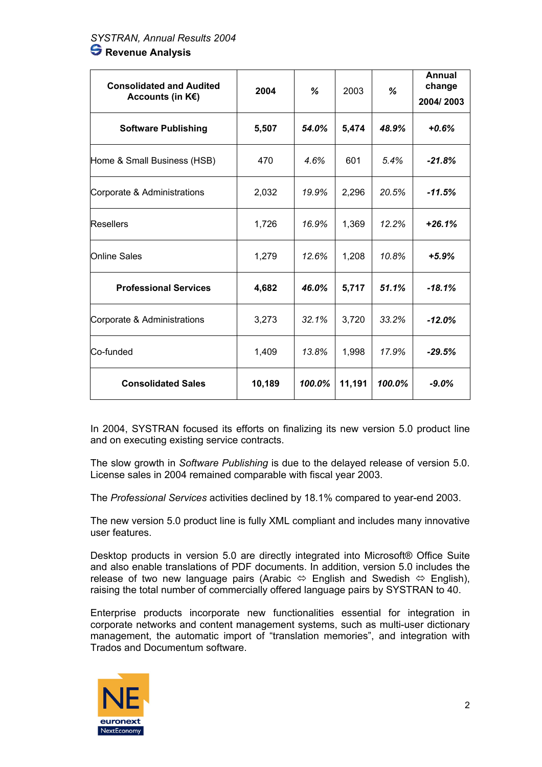*SYSTRAN, Annual Results 2004*

## Revenue Analysis

| **Consolidated and Audited Accounts (in K€)** | **2004** | ***%*** | 2003 | ***%*** | **Annual change 2004/ 2003** |
|---|---|---|---|---|---|
| **Software Publishing** | **5,507** | ***54.0%*** | **5,474** | ***48.9%*** | ***+0.6%*** |
| Home & Small Business (HSB) | 470 | *4.6%* | 601 | *5.4%* | ***-21.8%*** |
| Corporate & Administrations | 2,032 | *19.9%* | 2,296 | *20.5%* | ***-11.5%*** |
| Resellers | 1,726 | *16.9%* | 1,369 | *12.2%* | ***+26.1%*** |
| Online Sales | 1,279 | *12.6%* | 1,208 | *10.8%* | ***+5.9%*** |
| **Professional Services** | **4,682** | ***46.0%*** | **5,717** | ***51.1%*** | ***-18.1%*** |
| Corporate & Administrations | 3,273 | *32.1%* | 3,720 | *33.2%* | ***-12.0%*** |
| Co-funded | 1,409 | *13.8%* | 1,998 | *17.9%* | ***-29.5%*** |
| **Consolidated Sales** | **10,189** | ***100.0%*** | **11,191** | ***100.0%*** | ***-9.0%*** |

In 2004, SYSTRAN focused its efforts on finalizing its new version 5.0 product line and on executing existing service contracts.

The slow growth in *Software Publishing* is due to the delayed release of version 5.0. License sales in 2004 remained comparable with fiscal year 2003.

The *Professional Services* activities declined by 18.1% compared to year-end 2003.

The new version 5.0 product line is fully XML compliant and includes many innovative user features.

Desktop products in version 5.0 are directly integrated into Microsoft® Office Suite and also enable translations of PDF documents. In addition, version 5.0 includes the release of two new language pairs (Arabic ⇔ English and Swedish ⇔ English), raising the total number of commercially offered language pairs by SYSTRAN to 40.

Enterprise products incorporate new functionalities essential for integration in corporate networks and content management systems, such as multi-user dictionary management, the automatic import of "translation memories", and integration with Trados and Documentum software.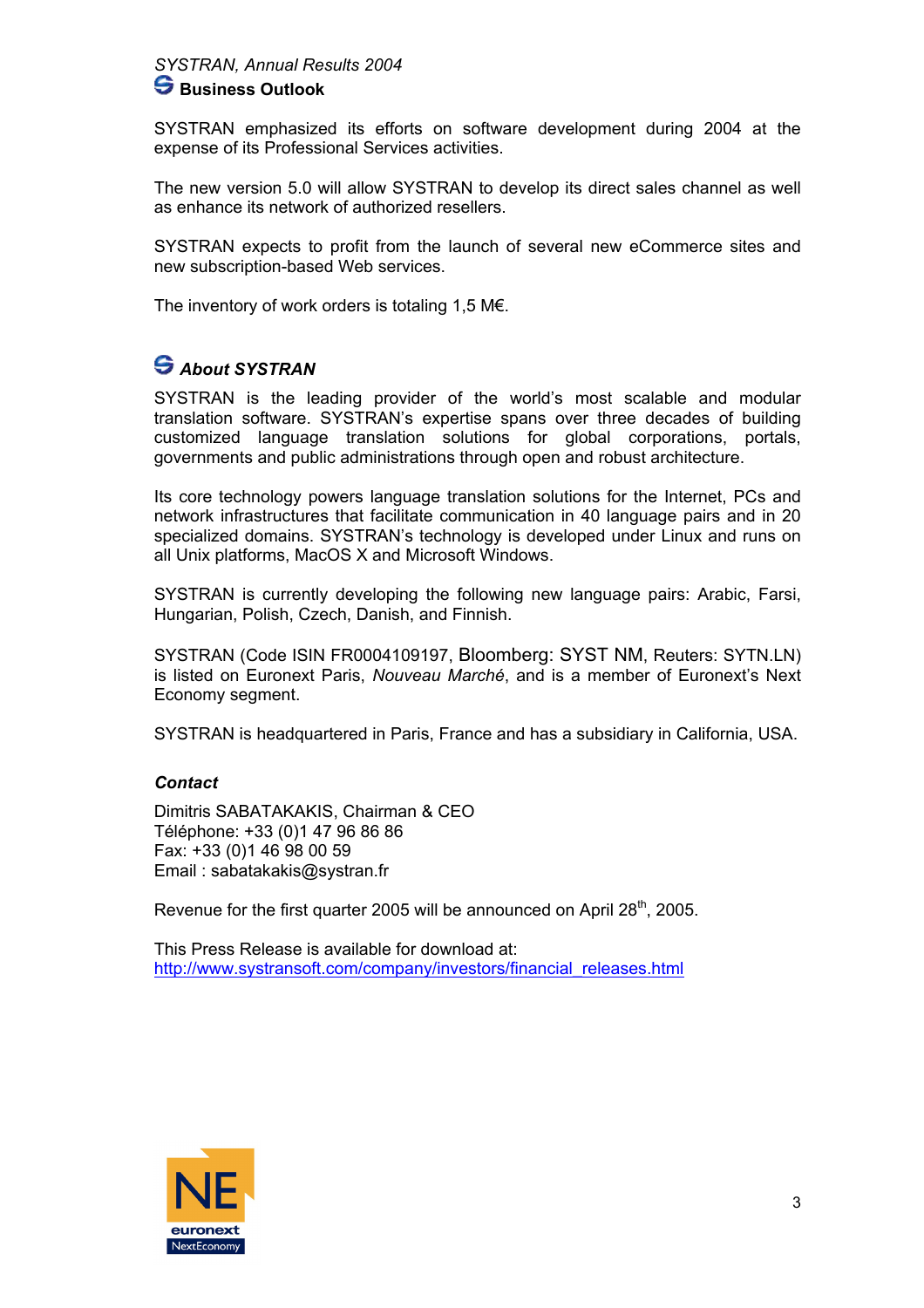*SYSTRAN, Annual Results 2004*

## Business Outlook

SYSTRAN emphasized its efforts on software development during 2004 at the expense of its Professional Services activities.

The new version 5.0 will allow SYSTRAN to develop its direct sales channel as well as enhance its network of authorized resellers.

SYSTRAN expects to profit from the launch of several new eCommerce sites and new subscription-based Web services.

The inventory of work orders is totaling 1,5 M€.

## *About SYSTRAN*

SYSTRAN is the leading provider of the world's most scalable and modular translation software. SYSTRAN's expertise spans over three decades of building customized language translation solutions for global corporations, portals, governments and public administrations through open and robust architecture.

Its core technology powers language translation solutions for the Internet, PCs and network infrastructures that facilitate communication in 40 language pairs and in 20 specialized domains. SYSTRAN's technology is developed under Linux and runs on all Unix platforms, MacOS X and Microsoft Windows.

SYSTRAN is currently developing the following new language pairs: Arabic, Farsi, Hungarian, Polish, Czech, Danish, and Finnish.

SYSTRAN (Code ISIN FR0004109197, Bloomberg: SYST NM, Reuters: SYTN.LN) is listed on Euronext Paris, *Nouveau Marché*, and is a member of Euronext's Next Economy segment.

SYSTRAN is headquartered in Paris, France and has a subsidiary in California, USA.

### *Contact*

Dimitris SABATAKAKIS, Chairman & CEO
Téléphone: +33 (0)1 47 96 86 86
Fax: +33 (0)1 46 98 00 59
Email : sabatakakis@systran.fr

Revenue for the first quarter 2005 will be announced on April 28th, 2005.

This Press Release is available for download at:
http://www.systransoft.com/company/investors/financial_releases.html

NE euronext NextEconomy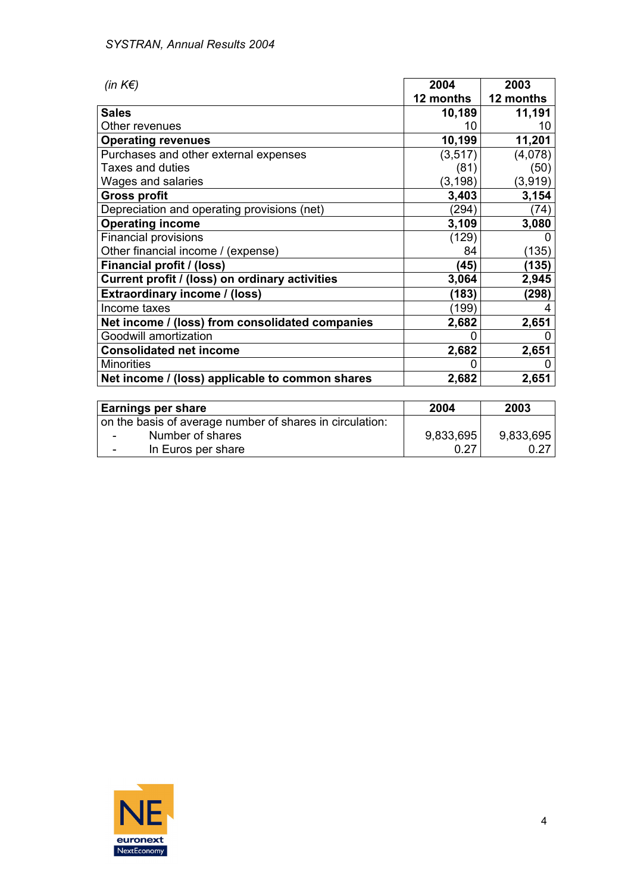| *(in K€)* | 2004<br>12 months | 2003<br>12 months |
|---|---|---|
| **Sales** | **10,189** | **11,191** |
| Other revenues | 10 | 10 |
| **Operating revenues** | **10,199** | **11,201** |
| Purchases and other external expenses | (3,517) | (4,078) |
| Taxes and duties | (81) | (50) |
| Wages and salaries | (3,198) | (3,919) |
| **Gross profit** | **3,403** | **3,154** |
| Depreciation and operating provisions (net) | (294) | (74) |
| **Operating income** | **3,109** | **3,080** |
| Financial provisions | (129) | 0 |
| Other financial income / (expense) | 84 | (135) |
| **Financial profit / (loss)** | **(45)** | **(135)** |
| **Current profit / (loss) on ordinary activities** | **3,064** | **2,945** |
| **Extraordinary income / (loss)** | **(183)** | **(298)** |
| Income taxes | (199) | 4 |
| **Net income / (loss) from consolidated companies** | **2,682** | **2,651** |
| Goodwill amortization | 0 | 0 |
| **Consolidated net income** | **2,682** | **2,651** |
| Minorities | 0 | 0 |
| **Net income / (loss) applicable to common shares** | **2,682** | **2,651** |

| **Earnings per share** | **2004** | **2003** |
|---|---|---|
| on the basis of average number of shares in circulation: | | |
| - Number of shares | 9,833,695 | 9,833,695 |
| - In Euros per share | 0.27 | 0.27 |